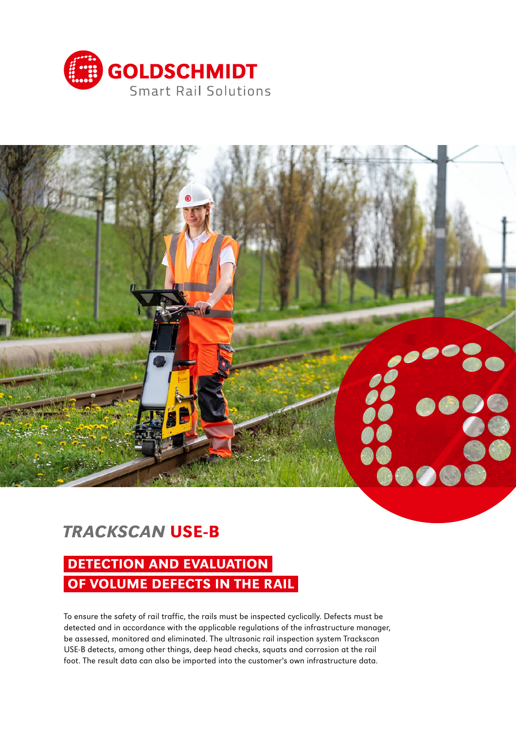GOLDSCHMIDT

Smart Rail Solutions

# *TRACKSCAN* USE-B

## DETECTION AND EVALUATION OF VOLUME DEFECTS IN THE RAIL

To ensure the safety of rail traffic, the rails must be inspected cyclically. Defects must be detected and in accordance with the applicable regulations of the infrastructure manager, be assessed, monitored and eliminated. The ultrasonic rail inspection system Trackscan USE-B detects, among other things, deep head checks, squats and corrosion at the rail foot. The result data can also be imported into the customer's own infrastructure data.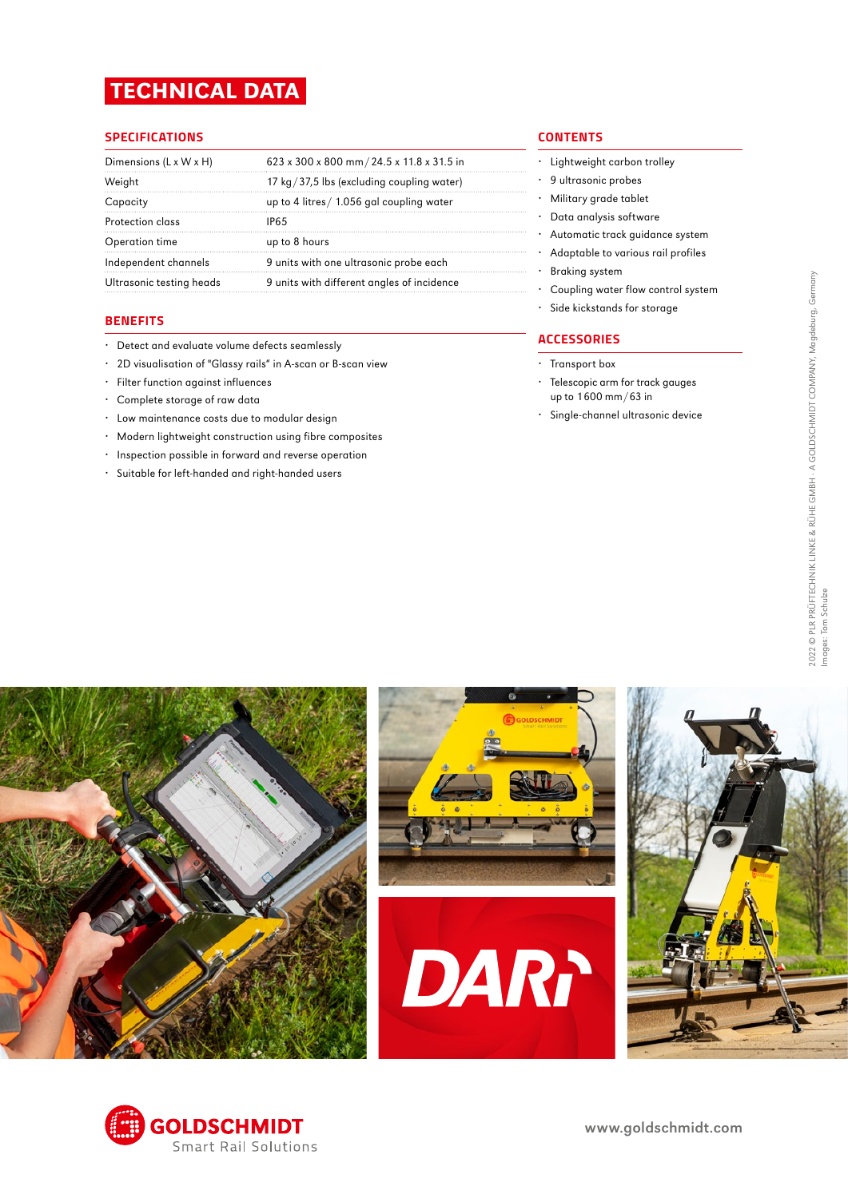# TECHNICAL DATA

## SPECIFICATIONS

| | |
|---|---|
| Dimensions (L x W x H) | 623 x 300 x 800 mm / 24.5 x 11.8 x 31.5 in |
| Weight | 17 kg / 37,5 lbs (excluding coupling water) |
| Capacity | up to 4 litres / 1.056 gal coupling water |
| Protection class | IP65 |
| Operation time | up to 8 hours |
| Independent channels | 9 units with one ultrasonic probe each |
| Ultrasonic testing heads | 9 units with different angles of incidence |

## BENEFITS

- Detect and evaluate volume defects seamlessly
- 2D visualisation of "Glassy rails" in A-scan or B-scan view
- Filter function against influences
- Complete storage of raw data
- Low maintenance costs due to modular design
- Modern lightweight construction using fibre composites
- Inspection possible in forward and reverse operation
- Suitable for left-handed and right-handed users

## CONTENTS

- Lightweight carbon trolley
- 9 ultrasonic probes
- Military grade tablet
- Data analysis software
- Automatic track guidance system
- Adaptable to various rail profiles
- Braking system
- Coupling water flow control system
- Side kickstands for storage

## ACCESSORIES

- Transport box
- Telescopic arm for track gauges up to 1600 mm / 63 in
- Single-channel ultrasonic device

2022 © PLR PRÜFTECHNIK LINKE & RÜHE GMBH - A GOLDSCHMIDT COMPANY, Magdeburg, Germany
Images: Tom Schulze

GOLDSCHMIDT
Smart Rail Solutions

www.goldschmidt.com